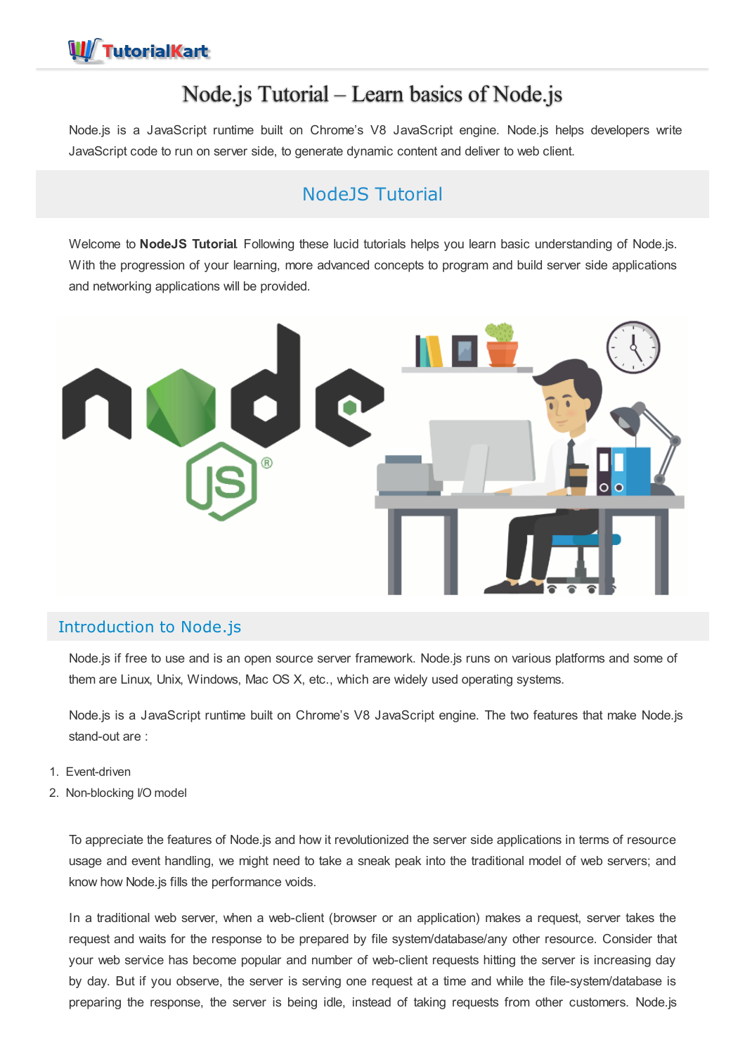# Node.js Tutorial – Learn basics of Node.js

Node.js is a JavaScript runtime built on Chrome's V8 JavaScript engine. Node.js helps developers write JavaScript code to run on server side, to generate dynamic content and deliver to web client.

## NodeJS Tutorial

Welcome to **NodeJS Tutorial**. Following these lucid tutorials helps you learn basic understanding of Node.js. With the progression of your learning, more advanced concepts to program and build server side applications and networking applications will be provided.

## Introduction to Node.js

Node.js if free to use and is an open source server framework. Node.js runs on various platforms and some of them are Linux, Unix, Windows, Mac OS X, etc., which are widely used operating systems.

Node.js is a JavaScript runtime built on Chrome's V8 JavaScript engine. The two features that make Node.js stand-out are :

1. Event-driven
2. Non-blocking I/O model

To appreciate the features of Node.js and how it revolutionized the server side applications in terms of resource usage and event handling, we might need to take a sneak peak into the traditional model of web servers; and know how Node.js fills the performance voids.

In a traditional web server, when a web-client (browser or an application) makes a request, server takes the request and waits for the response to be prepared by file system/database/any other resource. Consider that your web service has become popular and number of web-client requests hitting the server is increasing day by day. But if you observe, the server is serving one request at a time and while the file-system/database is preparing the response, the server is being idle, instead of taking requests from other customers. Node.js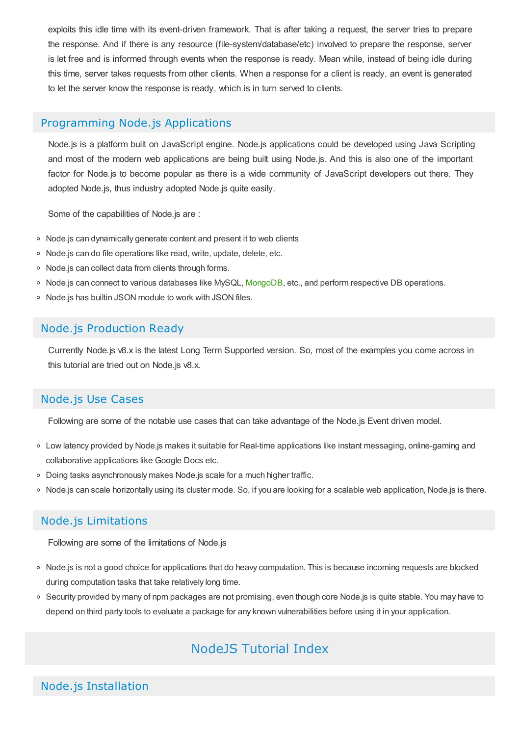exploits this idle time with its event-driven framework. That is after taking a request, the server tries to prepare the response. And if there is any resource (file-system/database/etc) involved to prepare the response, server is let free and is informed through events when the response is ready. Mean while, instead of being idle during this time, server takes requests from other clients. When a response for a client is ready, an event is generated to let the server know the response is ready, which is in turn served to clients.

## Programming Node.js Applications

Node.js is a platform built on JavaScript engine. Node.js applications could be developed using Java Scripting and most of the modern web applications are being built using Node.js. And this is also one of the important factor for Node.js to become popular as there is a wide community of JavaScript developers out there. They adopted Node.js, thus industry adopted Node.js quite easily.

Some of the capabilities of Node.js are :

- Node.js can dynamically generate content and present it to web clients
- Node.js can do file operations like read, write, update, delete, etc.
- Node.js can collect data from clients through forms.
- Node.js can connect to various databases like MySQL, MongoDB, etc., and perform respective DB operations.
- Node.js has builtin JSON module to work with JSON files.

## Node.js Production Ready

Currently Node.js v8.x is the latest Long Term Supported version. So, most of the examples you come across in this tutorial are tried out on Node.js v8.x.

## Node.js Use Cases

Following are some of the notable use cases that can take advantage of the Node.js Event driven model.

- Low latency provided by Node.js makes it suitable for Real-time applications like instant messaging, online-gaming and collaborative applications like Google Docs etc.
- Doing tasks asynchronously makes Node.js scale for a much higher traffic.
- Node.js can scale horizontally using its cluster mode. So, if you are looking for a scalable web application, Node.js is there.

## Node.js Limitations

Following are some of the limitations of Node.js

- Node.js is not a good choice for applications that do heavy computation. This is because incoming requests are blocked during computation tasks that take relatively long time.
- Security provided by many of npm packages are not promising, even though core Node.js is quite stable. You may have to depend on third party tools to evaluate a package for any known vulnerabilities before using it in your application.

# NodeJS Tutorial Index

## Node.js Installation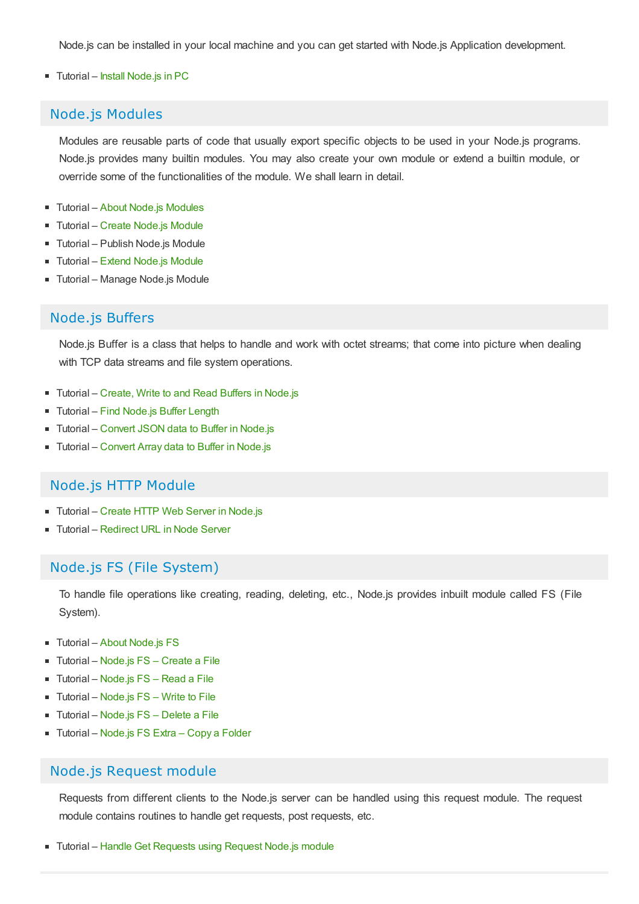Node.js can be installed in your local machine and you can get started with Node.js Application development.

- Tutorial – Install Node.js in PC

## Node.js Modules

Modules are reusable parts of code that usually export specific objects to be used in your Node.js programs. Node.js provides many builtin modules. You may also create your own module or extend a builtin module, or override some of the functionalities of the module. We shall learn in detail.

- Tutorial – About Node.js Modules
- Tutorial – Create Node.js Module
- Tutorial – Publish Node.js Module
- Tutorial – Extend Node.js Module
- Tutorial – Manage Node.js Module

## Node.js Buffers

Node.js Buffer is a class that helps to handle and work with octet streams; that come into picture when dealing with TCP data streams and file system operations.

- Tutorial – Create, Write to and Read Buffers in Node.js
- Tutorial – Find Node.js Buffer Length
- Tutorial – Convert JSON data to Buffer in Node.js
- Tutorial – Convert Array data to Buffer in Node.js

## Node.js HTTP Module

- Tutorial – Create HTTP Web Server in Node.js
- Tutorial – Redirect URL in Node Server

## Node.js FS (File System)

To handle file operations like creating, reading, deleting, etc., Node.js provides inbuilt module called FS (File System).

- Tutorial – About Node.js FS
- Tutorial – Node.js FS – Create a File
- Tutorial – Node.js FS – Read a File
- Tutorial – Node.js FS – Write to File
- Tutorial – Node.js FS – Delete a File
- Tutorial – Node.js FS Extra – Copy a Folder

## Node.js Request module

Requests from different clients to the Node.js server can be handled using this request module. The request module contains routines to handle get requests, post requests, etc.

- Tutorial – Handle Get Requests using Request Node.js module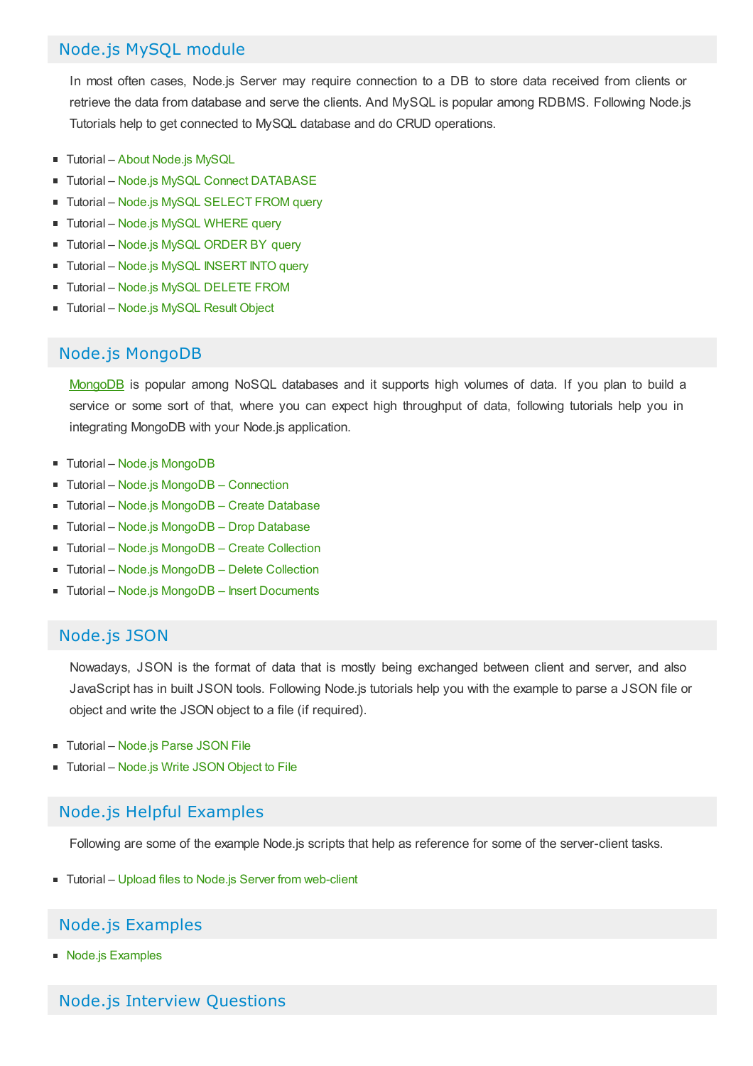## Node.js MySQL module

In most often cases, Node.js Server may require connection to a DB to store data received from clients or retrieve the data from database and serve the clients. And MySQL is popular among RDBMS. Following Node.js Tutorials help to get connected to MySQL database and do CRUD operations.

- Tutorial – About Node.js MySQL
- Tutorial – Node.js MySQL Connect DATABASE
- Tutorial – Node.js MySQL SELECT FROM query
- Tutorial – Node.js MySQL WHERE query
- Tutorial – Node.js MySQL ORDER BY query
- Tutorial – Node.js MySQL INSERT INTO query
- Tutorial – Node.js MySQL DELETE FROM
- Tutorial – Node.js MySQL Result Object

## Node.js MongoDB

MongoDB is popular among NoSQL databases and it supports high volumes of data. If you plan to build a service or some sort of that, where you can expect high throughput of data, following tutorials help you in integrating MongoDB with your Node.js application.

- Tutorial – Node.js MongoDB
- Tutorial – Node.js MongoDB – Connection
- Tutorial – Node.js MongoDB – Create Database
- Tutorial – Node.js MongoDB – Drop Database
- Tutorial – Node.js MongoDB – Create Collection
- Tutorial – Node.js MongoDB – Delete Collection
- Tutorial – Node.js MongoDB – Insert Documents

## Node.js JSON

Nowadays, JSON is the format of data that is mostly being exchanged between client and server, and also JavaScript has in built JSON tools. Following Node.js tutorials help you with the example to parse a JSON file or object and write the JSON object to a file (if required).

- Tutorial – Node.js Parse JSON File
- Tutorial – Node.js Write JSON Object to File

## Node.js Helpful Examples

Following are some of the example Node.js scripts that help as reference for some of the server-client tasks.

- Tutorial – Upload files to Node.js Server from web-client

## Node.js Examples

- Node.js Examples

## Node.js Interview Questions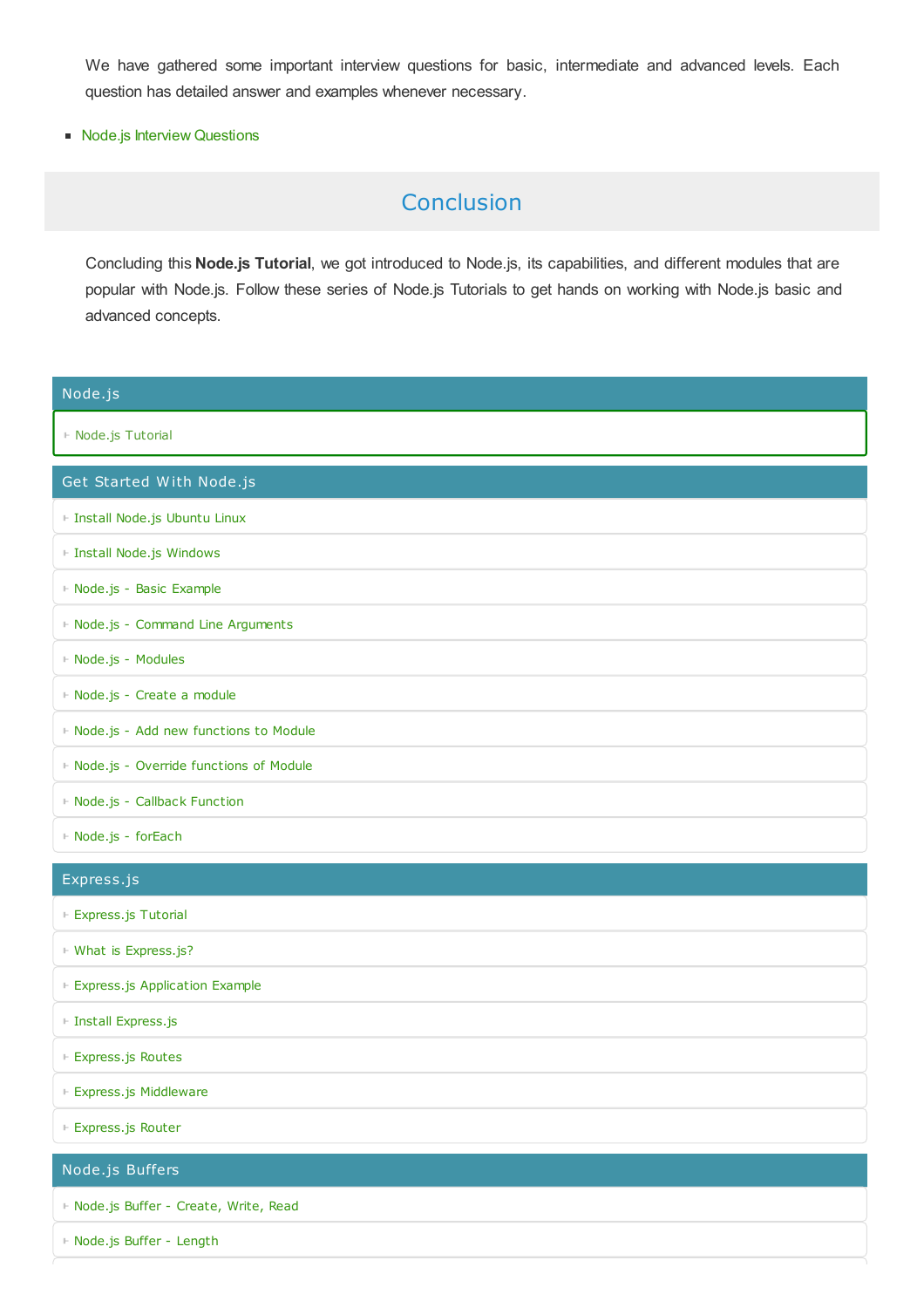We have gathered some important interview questions for basic, intermediate and advanced levels. Each question has detailed answer and examples whenever necessary.

- Node.js Interview Questions

## Conclusion

Concluding this **Node.js Tutorial**, we got introduced to Node.js, its capabilities, and different modules that are popular with Node.js. Follow these series of Node.js Tutorials to get hands on working with Node.js basic and advanced concepts.

### Node.js

- Node.js Tutorial

### Get Started With Node.js

- Install Node.js Ubuntu Linux
- Install Node.js Windows
- Node.js - Basic Example
- Node.js - Command Line Arguments
- Node.js - Modules
- Node.js - Create a module
- Node.js - Add new functions to Module
- Node.js - Override functions of Module
- Node.js - Callback Function
- Node.js - forEach

### Express.js

- Express.js Tutorial
- What is Express.js?
- Express.js Application Example
- Install Express.js
- Express.js Routes
- Express.js Middleware
- Express.js Router

### Node.js Buffers

- Node.js Buffer - Create, Write, Read
- Node.js Buffer - Length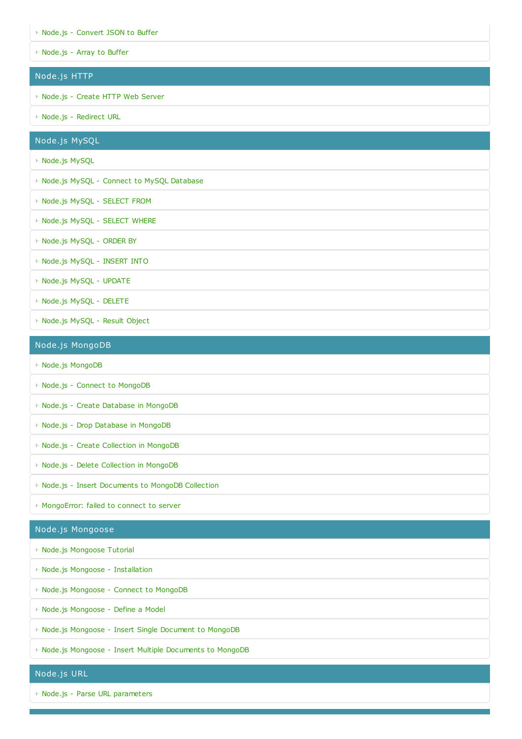- Node.js - Convert JSON to Buffer
- Node.js - Array to Buffer

## Node.js HTTP

- Node.js - Create HTTP Web Server
- Node.js - Redirect URL

## Node.js MySQL

- Node.js MySQL
- Node.js MySQL - Connect to MySQL Database
- Node.js MySQL - SELECT FROM
- Node.js MySQL - SELECT WHERE
- Node.js MySQL - ORDER BY
- Node.js MySQL - INSERT INTO
- Node.js MySQL - UPDATE
- Node.js MySQL - DELETE
- Node.js MySQL - Result Object

## Node.js MongoDB

- Node.js MongoDB
- Node.js - Connect to MongoDB
- Node.js - Create Database in MongoDB
- Node.js - Drop Database in MongoDB
- Node.js - Create Collection in MongoDB
- Node.js - Delete Collection in MongoDB
- Node.js - Insert Documents to MongoDB Collection
- MongoError: failed to connect to server

## Node.js Mongoose

- Node.js Mongoose Tutorial
- Node.js Mongoose - Installation
- Node.js Mongoose - Connect to MongoDB
- Node.js Mongoose - Define a Model
- Node.js Mongoose - Insert Single Document to MongoDB
- Node.js Mongoose - Insert Multiple Documents to MongoDB

## Node.js URL

- Node.js - Parse URL parameters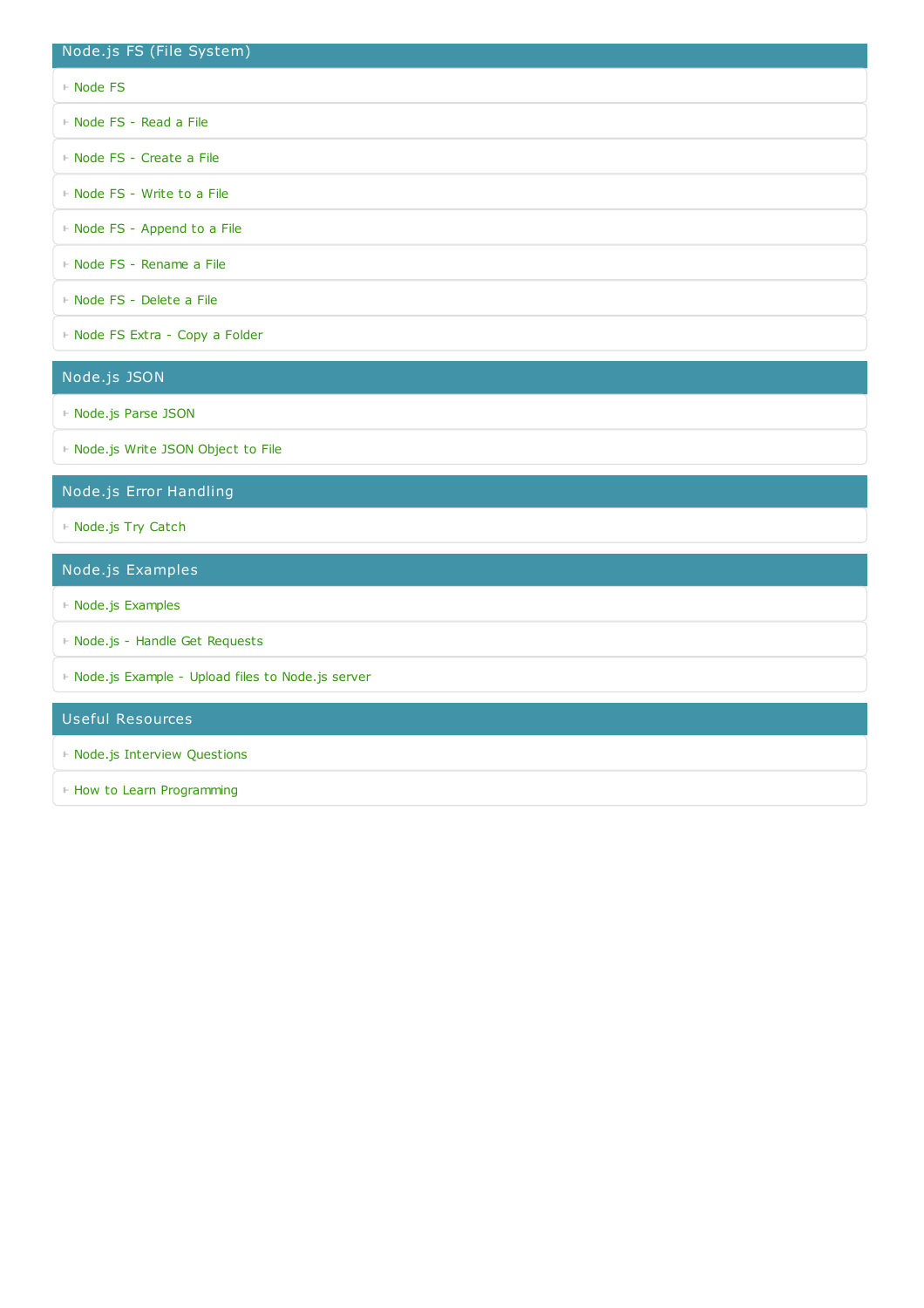## Node.js FS (File System)

- Node FS
- Node FS - Read a File
- Node FS - Create a File
- Node FS - Write to a File
- Node FS - Append to a File
- Node FS - Rename a File
- Node FS - Delete a File
- Node FS Extra - Copy a Folder

## Node.js JSON

- Node.js Parse JSON
- Node.js Write JSON Object to File

## Node.js Error Handling

- Node.js Try Catch

## Node.js Examples

- Node.js Examples
- Node.js - Handle Get Requests
- Node.js Example - Upload files to Node.js server

## Useful Resources

- Node.js Interview Questions
- How to Learn Programming